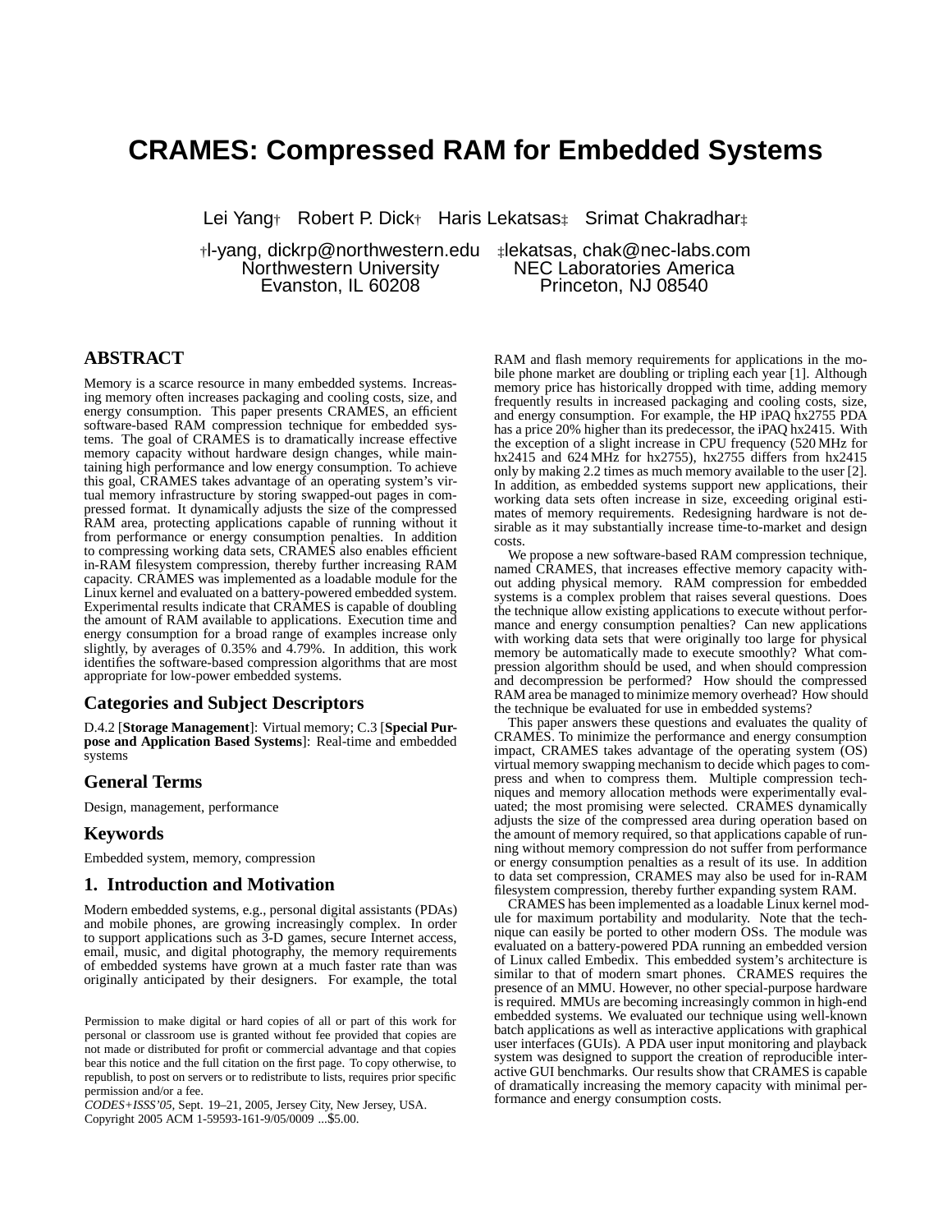# CRAMES: Compressed RAM for Embedded Systems

Lei Yang† Robert P. Dick† Haris Lekatsas‡ Srimat Chakradhar‡

†l-yang, dickrp@northwestern.edu
Northwestern University
Evanston, IL 60208

‡lekatsas, chak@nec-labs.com
NEC Laboratories America
Princeton, NJ 08540

## ABSTRACT

Memory is a scarce resource in many embedded systems. Increasing memory often increases packaging and cooling costs, size, and energy consumption. This paper presents CRAMES, an efficient software-based RAM compression technique for embedded systems. The goal of CRAMES is to dramatically increase effective memory capacity without hardware design changes, while maintaining high performance and low energy consumption. To achieve this goal, CRAMES takes advantage of an operating system's virtual memory infrastructure by storing swapped-out pages in compressed format. It dynamically adjusts the size of the compressed RAM area, protecting applications capable of running without it from performance or energy consumption penalties. In addition to compressing working data sets, CRAMES also enables efficient in-RAM filesystem compression, thereby further increasing RAM capacity. CRAMES was implemented as a loadable module for the Linux kernel and evaluated on a battery-powered embedded system. Experimental results indicate that CRAMES is capable of doubling the amount of RAM available to applications. Execution time and energy consumption for a broad range of examples increase only slightly, by averages of 0.35% and 4.79%. In addition, this work identifies the software-based compression algorithms that are most appropriate for low-power embedded systems.

## Categories and Subject Descriptors

D.4.2 [**Storage Management**]: Virtual memory; C.3 [**Special Purpose and Application Based Systems**]: Real-time and embedded systems

## General Terms

Design, management, performance

## Keywords

Embedded system, memory, compression

## 1. Introduction and Motivation

Modern embedded systems, e.g., personal digital assistants (PDAs) and mobile phones, are growing increasingly complex. In order to support applications such as 3-D games, secure Internet access, email, music, and digital photography, the memory requirements of embedded systems have grown at a much faster rate than was originally anticipated by their designers. For example, the total RAM and flash memory requirements for applications in the mobile phone market are doubling or tripling each year [1]. Although memory price has historically dropped with time, adding memory frequently results in increased packaging and cooling costs, size, and energy consumption. For example, the HP iPAQ hx2755 PDA has a price 20% higher than its predecessor, the iPAQ hx2415. With the exception of a slight increase in CPU frequency (520 MHz for hx2415 and 624 MHz for hx2755), hx2755 differs from hx2415 only by making 2.2 times as much memory available to the user [2]. In addition, as embedded systems support new applications, their working data sets often increase in size, exceeding original estimates of memory requirements. Redesigning hardware is not desirable as it may substantially increase time-to-market and design costs.

We propose a new software-based RAM compression technique, named CRAMES, that increases effective memory capacity without adding physical memory. RAM compression for embedded systems is a complex problem that raises several questions. Does the technique allow existing applications to execute without performance and energy consumption penalties? Can new applications with working data sets that were originally too large for physical memory be automatically made to execute smoothly? What compression algorithm should be used, and when should compression and decompression be performed? How should the compressed RAM area be managed to minimize memory overhead? How should the technique be evaluated for use in embedded systems?

This paper answers these questions and evaluates the quality of CRAMES. To minimize the performance and energy consumption impact, CRAMES takes advantage of the operating system (OS) virtual memory swapping mechanism to decide which pages to compress and when to compress them. Multiple compression techniques and memory allocation methods were experimentally evaluated; the most promising were selected. CRAMES dynamically adjusts the size of the compressed area during operation based on the amount of memory required, so that applications capable of running without memory compression do not suffer from performance or energy consumption penalties as a result of its use. In addition to data set compression, CRAMES may also be used for in-RAM filesystem compression, thereby further expanding system RAM.

CRAMES has been implemented as a loadable Linux kernel module for maximum portability and modularity. Note that the technique can easily be ported to other modern OSs. The module was evaluated on a battery-powered PDA running an embedded version of Linux called Embedix. This embedded system's architecture is similar to that of modern smart phones. CRAMES requires the presence of an MMU. However, no other special-purpose hardware is required. MMUs are becoming increasingly common in high-end embedded systems. We evaluated our technique using well-known batch applications as well as interactive applications with graphical user interfaces (GUIs). A PDA user input monitoring and playback system was designed to support the creation of reproducible interactive GUI benchmarks. Our results show that CRAMES is capable of dramatically increasing the memory capacity with minimal performance and energy consumption costs.

Permission to make digital or hard copies of all or part of this work for personal or classroom use is granted without fee provided that copies are not made or distributed for profit or commercial advantage and that copies bear this notice and the full citation on the first page. To copy otherwise, to republish, to post on servers or to redistribute to lists, requires prior specific permission and/or a fee.
*CODES+ISSS'05,* Sept. 19–21, 2005, Jersey City, New Jersey, USA.
Copyright 2005 ACM 1-59593-161-9/05/0009 ...$5.00.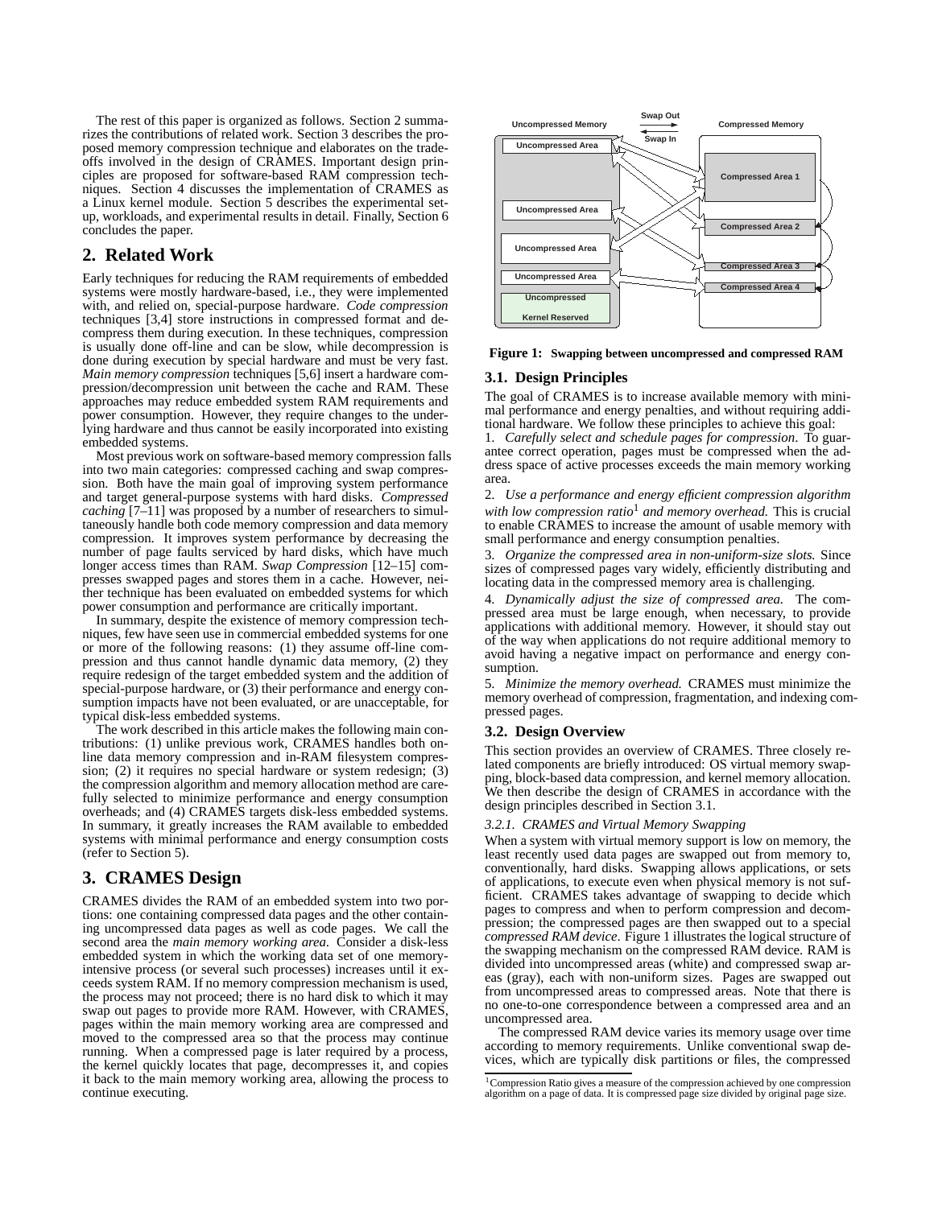The rest of this paper is organized as follows. Section 2 summarizes the contributions of related work. Section 3 describes the proposed memory compression technique and elaborates on the tradeoffs involved in the design of CRAMES. Important design principles are proposed for software-based RAM compression techniques. Section 4 discusses the implementation of CRAMES as a Linux kernel module. Section 5 describes the experimental setup, workloads, and experimental results in detail. Finally, Section 6 concludes the paper.

## 2. Related Work

Early techniques for reducing the RAM requirements of embedded systems were mostly hardware-based, i.e., they were implemented with, and relied on, special-purpose hardware. *Code compression* techniques [3,4] store instructions in compressed format and decompress them during execution. In these techniques, compression is usually done off-line and can be slow, while decompression is done during execution by special hardware and must be very fast. *Main memory compression* techniques [5,6] insert a hardware compression/decompression unit between the cache and RAM. These approaches may reduce embedded system RAM requirements and power consumption. However, they require changes to the underlying hardware and thus cannot be easily incorporated into existing embedded systems.

Most previous work on software-based memory compression falls into two main categories: compressed caching and swap compression. Both have the main goal of improving system performance and target general-purpose systems with hard disks. *Compressed caching* [7–11] was proposed by a number of researchers to simultaneously handle both code memory compression and data memory compression. It improves system performance by decreasing the number of page faults serviced by hard disks, which have much longer access times than RAM. *Swap Compression* [12–15] compresses swapped pages and stores them in a cache. However, neither technique has been evaluated on embedded systems for which power consumption and performance are critically important.

In summary, despite the existence of memory compression techniques, few have seen use in commercial embedded systems for one or more of the following reasons: (1) they assume off-line compression and thus cannot handle dynamic data memory, (2) they require redesign of the target embedded system and the addition of special-purpose hardware, or (3) their performance and energy consumption impacts have not been evaluated, or are unacceptable, for typical disk-less embedded systems.

The work described in this article makes the following main contributions: (1) unlike previous work, CRAMES handles both online data memory compression and in-RAM filesystem compression; (2) it requires no special hardware or system redesign; (3) the compression algorithm and memory allocation method are carefully selected to minimize performance and energy consumption overheads; and (4) CRAMES targets disk-less embedded systems. In summary, it greatly increases the RAM available to embedded systems with minimal performance and energy consumption costs (refer to Section 5).

## 3. CRAMES Design

CRAMES divides the RAM of an embedded system into two portions: one containing compressed data pages and the other containing uncompressed data pages as well as code pages. We call the second area the *main memory working area*. Consider a disk-less embedded system in which the working data set of one memory-intensive process (or several such processes) increases until it exceeds system RAM. If no memory compression mechanism is used, the process may not proceed; there is no hard disk to which it may swap out pages to provide more RAM. However, with CRAMES, pages within the main memory working area are compressed and moved to the compressed area so that the process may continue running. When a compressed page is later required by a process, the kernel quickly locates that page, decompresses it, and copies it back to the main memory working area, allowing the process to continue executing.

**Figure 1: Swapping between uncompressed and compressed RAM**

### 3.1. Design Principles

The goal of CRAMES is to increase available memory with minimal performance and energy penalties, and without requiring additional hardware. We follow these principles to achieve this goal:

1. *Carefully select and schedule pages for compression*. To guarantee correct operation, pages must be compressed when the address space of active processes exceeds the main memory working area.

2. *Use a performance and energy efficient compression algorithm with low compression ratio*[1] *and memory overhead.* This is crucial to enable CRAMES to increase the amount of usable memory with small performance and energy consumption penalties.

3. *Organize the compressed area in non-uniform-size slots.* Since sizes of compressed pages vary widely, efficiently distributing and locating data in the compressed memory area is challenging.

4. *Dynamically adjust the size of compressed area.* The compressed area must be large enough, when necessary, to provide applications with additional memory. However, it should stay out of the way when applications do not require additional memory to avoid having a negative impact on performance and energy consumption.

5. *Minimize the memory overhead.* CRAMES must minimize the memory overhead of compression, fragmentation, and indexing compressed pages.

### 3.2. Design Overview

This section provides an overview of CRAMES. Three closely related components are briefly introduced: OS virtual memory swapping, block-based data compression, and kernel memory allocation. We then describe the design of CRAMES in accordance with the design principles described in Section 3.1.

#### 3.2.1. CRAMES and Virtual Memory Swapping

When a system with virtual memory support is low on memory, the least recently used data pages are swapped out from memory to, conventionally, hard disks. Swapping allows applications, or sets of applications, to execute even when physical memory is not sufficient. CRAMES takes advantage of swapping to decide which pages to compress and when to perform compression and decompression; the compressed pages are then swapped out to a special *compressed RAM device*. Figure 1 illustrates the logical structure of the swapping mechanism on the compressed RAM device. RAM is divided into uncompressed areas (white) and compressed swap areas (gray), each with non-uniform sizes. Pages are swapped out from uncompressed areas to compressed areas. Note that there is no one-to-one correspondence between a compressed area and an uncompressed area.

The compressed RAM device varies its memory usage over time according to memory requirements. Unlike conventional swap devices, which are typically disk partitions or files, the compressed

[1] Compression Ratio gives a measure of the compression achieved by one compression algorithm on a page of data. It is compressed page size divided by original page size.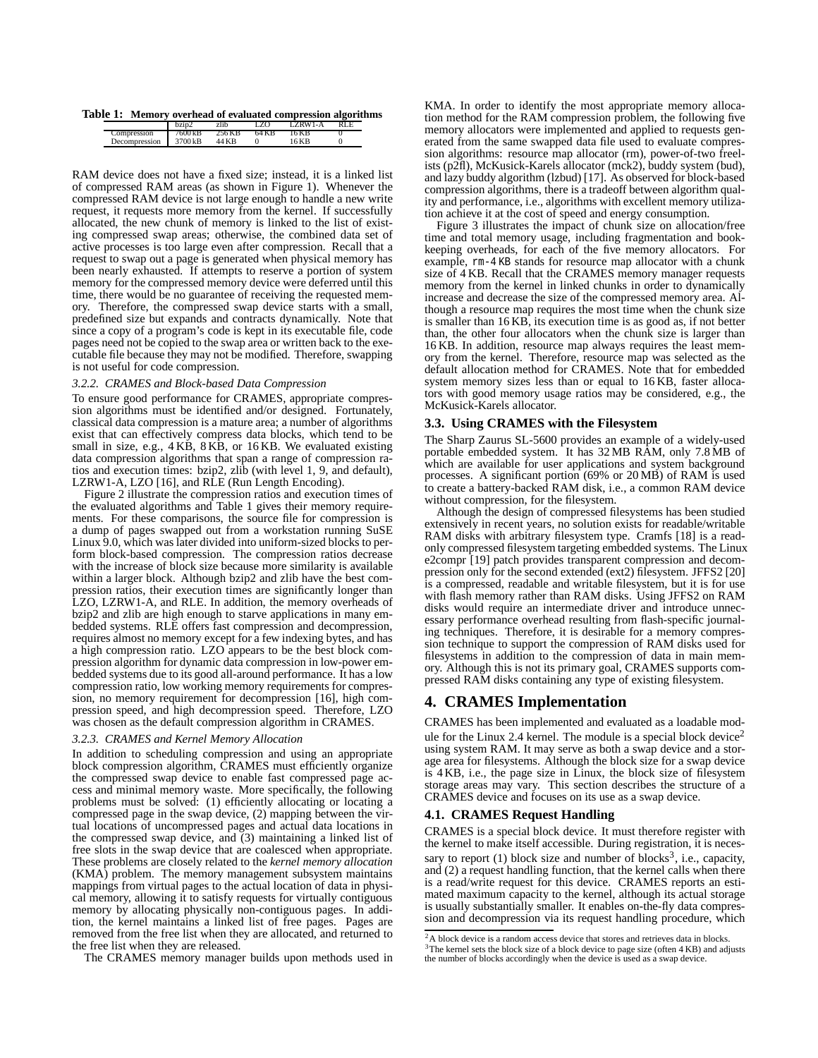**Table 1: Memory overhead of evaluated compression algorithms**

| | bzip2 | zlib | LZO | LZRW1-A | RLE |
|---|---|---|---|---|---|
| Compression | 7600 kB | 256 KB | 64 KB | 16 KB | 0 |
| Decompression | 3700 kB | 44 KB | 0 | 16 KB | 0 |

RAM device does not have a fixed size; instead, it is a linked list of compressed RAM areas (as shown in Figure 1). Whenever the compressed RAM device is not large enough to handle a new write request, it requests more memory from the kernel. If successfully allocated, the new chunk of memory is linked to the list of existing compressed swap areas; otherwise, the combined data set of active processes is too large even after compression. Recall that a request to swap out a page is generated when physical memory has been nearly exhausted. If attempts to reserve a portion of system memory for the compressed memory device were deferred until this time, there would be no guarantee of receiving the requested memory. Therefore, the compressed swap device starts with a small, predefined size but expands and contracts dynamically. Note that since a copy of a program's code is kept in its executable file, code pages need not be copied to the swap area or written back to the executable file because they may not be modified. Therefore, swapping is not useful for code compression.

#### 3.2.2. CRAMES and Block-based Data Compression

To ensure good performance for CRAMES, appropriate compression algorithms must be identified and/or designed. Fortunately, classical data compression is a mature area; a number of algorithms exist that can effectively compress data blocks, which tend to be small in size, e.g., 4 KB, 8 KB, or 16 KB. We evaluated existing data compression algorithms that span a range of compression ratios and execution times: bzip2, zlib (with level 1, 9, and default), LZRW1-A, LZO [16], and RLE (Run Length Encoding).

Figure 2 illustrate the compression ratios and execution times of the evaluated algorithms and Table 1 gives their memory requirements. For these comparisons, the source file for compression is a dump of pages swapped out from a workstation running SuSE Linux 9.0, which was later divided into uniform-sized blocks to perform block-based compression. The compression ratios decrease with the increase of block size because more similarity is available within a larger block. Although bzip2 and zlib have the best compression ratios, their execution times are significantly longer than LZO, LZRW1-A, and RLE. In addition, the memory overheads of bzip2 and zlib are high enough to starve applications in many embedded systems. RLE offers fast compression and decompression, requires almost no memory except for a few indexing bytes, and has a high compression ratio. LZO appears to be the best block compression algorithm for dynamic data compression in low-power embedded systems due to its good all-around performance. It has a low compression ratio, low working memory requirements for compression, no memory requirement for decompression [16], high compression speed, and high decompression speed. Therefore, LZO was chosen as the default compression algorithm in CRAMES.

#### 3.2.3. CRAMES and Kernel Memory Allocation

In addition to scheduling compression and using an appropriate block compression algorithm, CRAMES must efficiently organize the compressed swap device to enable fast compressed page access and minimal memory waste. More specifically, the following problems must be solved: (1) efficiently allocating or locating a compressed page in the swap device, (2) mapping between the virtual locations of uncompressed pages and actual data locations in the compressed swap device, and (3) maintaining a linked list of free slots in the swap device that are coalesced when appropriate. These problems are closely related to the *kernel memory allocation* (KMA) problem. The memory management subsystem maintains mappings from virtual pages to the actual location of data in physical memory, allowing it to satisfy requests for virtually contiguous memory by allocating physically non-contiguous pages. In addition, the kernel maintains a linked list of free pages. Pages are removed from the free list when they are allocated, and returned to the free list when they are released.

The CRAMES memory manager builds upon methods used in KMA. In order to identify the most appropriate memory allocation method for the RAM compression problem, the following five memory allocators were implemented and applied to requests generated from the same swapped data file used to evaluate compression algorithms: resource map allocator (rm), power-of-two freelists (p2fl), McKusick-Karels allocator (mck2), buddy system (bud), and lazy buddy algorithm (lzbud) [17]. As observed for block-based compression algorithms, there is a tradeoff between algorithm quality and performance, i.e., algorithms with excellent memory utilization achieve it at the cost of speed and energy consumption.

Figure 3 illustrates the impact of chunk size on allocation/free time and total memory usage, including fragmentation and bookkeeping overheads, for each of the five memory allocators. For example, rm-4 KB stands for resource map allocator with a chunk size of 4 KB. Recall that the CRAMES memory manager requests memory from the kernel in linked chunks in order to dynamically increase and decrease the size of the compressed memory area. Although a resource map requires the most time when the chunk size is smaller than 16 KB, its execution time is as good as, if not better than, the other four allocators when the chunk size is larger than 16 KB. In addition, resource map always requires the least memory from the kernel. Therefore, resource map was selected as the default allocation method for CRAMES. Note that for embedded system memory sizes less than or equal to 16 KB, faster allocators with good memory usage ratios may be considered, e.g., the McKusick-Karels allocator.

### 3.3. Using CRAMES with the Filesystem

The Sharp Zaurus SL-5600 provides an example of a widely-used portable embedded system. It has 32 MB RAM, only 7.8 MB of which are available for user applications and system background processes. A significant portion (69% or 20 MB) of RAM is used to create a battery-backed RAM disk, i.e., a common RAM device without compression, for the filesystem.

Although the design of compressed filesystems has been studied extensively in recent years, no solution exists for readable/writable RAM disks with arbitrary filesystem type. Cramfs [18] is a read-only compressed filesystem targeting embedded systems. The Linux e2compr [19] patch provides transparent compression and decompression only for the second extended (ext2) filesystem. JFFS2 [20] is a compressed, readable and writable filesystem, but it is for use with flash memory rather than RAM disks. Using JFFS2 on RAM disks would require an intermediate driver and introduce unnecessary performance overhead resulting from flash-specific journaling techniques. Therefore, it is desirable for a memory compression technique to support the compression of RAM disks used for filesystems in addition to the compression of data in main memory. Although this is not its primary goal, CRAMES supports compressed RAM disks containing any type of existing filesystem.

## 4. CRAMES Implementation

CRAMES has been implemented and evaluated as a loadable module for the Linux 2.4 kernel. The module is a special block device[2] using system RAM. It may serve as both a swap device and a storage area for filesystems. Although the block size for a swap device is 4 KB, i.e., the page size in Linux, the block size of filesystem storage areas may vary. This section describes the structure of a CRAMES device and focuses on its use as a swap device.

### 4.1. CRAMES Request Handling

CRAMES is a special block device. It must therefore register with the kernel to make itself accessible. During registration, it is necessary to report (1) block size and number of blocks[3], i.e., capacity, and (2) a request handling function, that the kernel calls when there is a read/write request for this device. CRAMES reports an estimated maximum capacity to the kernel, although its actual storage is usually substantially smaller. It enables on-the-fly data compression and decompression via its request handling procedure, which

[2] A block device is a random access device that stores and retrieves data in blocks.

[3] The kernel sets the block size of a block device to page size (often 4 KB) and adjusts the number of blocks accordingly when the device is used as a swap device.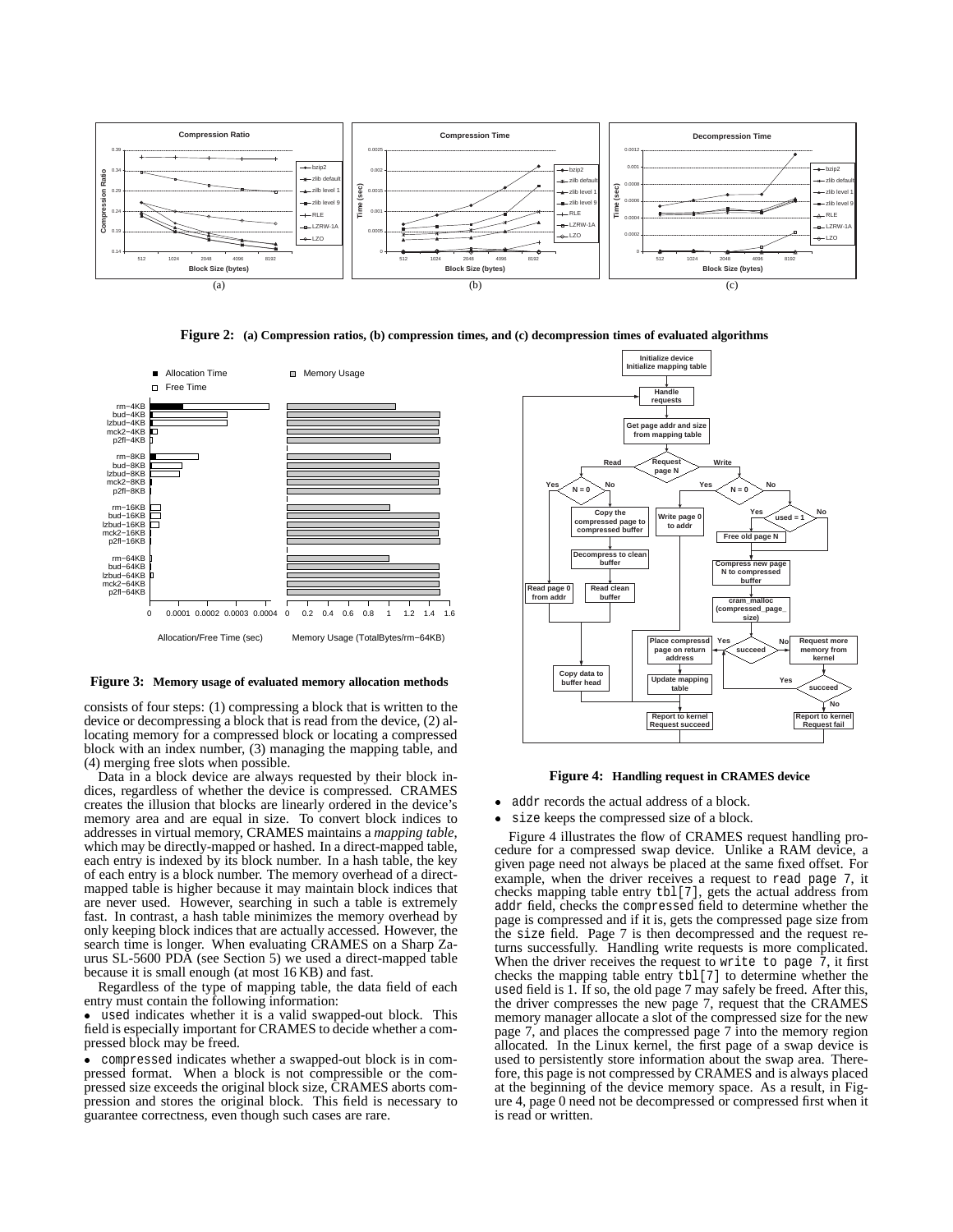**Figure 2:** **(a) Compression ratios, (b) compression times, and (c) decompression times of evaluated algorithms**

**Figure 3:** **Memory usage of evaluated memory allocation methods**

consists of four steps: (1) compressing a block that is written to the device or decompressing a block that is read from the device, (2) allocating memory for a compressed block or locating a compressed block with an index number, (3) managing the mapping table, and (4) merging free slots when possible.

Data in a block device are always requested by their block indices, regardless of whether the device is compressed. CRAMES creates the illusion that blocks are linearly ordered in the device's memory area and are equal in size. To convert block indices to addresses in virtual memory, CRAMES maintains a *mapping table*, which may be directly-mapped or hashed. In a direct-mapped table, each entry is indexed by its block number. In a hash table, the key of each entry is a block number. The memory overhead of a direct-mapped table is higher because it may maintain block indices that are never used. However, searching in such a table is extremely fast. In contrast, a hash table minimizes the memory overhead by only keeping block indices that are actually accessed. However, the search time is longer. When evaluating CRAMES on a Sharp Zaurus SL-5600 PDA (see Section 5) we used a direct-mapped table because it is small enough (at most 16 KB) and fast.

Regardless of the type of mapping table, the data field of each entry must contain the following information:

- `used` indicates whether it is a valid swapped-out block. This field is especially important for CRAMES to decide whether a compressed block may be freed.
- `compressed` indicates whether a swapped-out block is in compressed format. When a block is not compressible or the compressed size exceeds the original block size, CRAMES aborts compression and stores the original block. This field is necessary to guarantee correctness, even though such cases are rare.
- `addr` records the actual address of a block.
- `size` keeps the compressed size of a block.

**Figure 4:** **Handling request in CRAMES device**

Figure 4 illustrates the flow of CRAMES request handling procedure for a compressed swap device. Unlike a RAM device, a given page need not always be placed at the same fixed offset. For example, when the driver receives a request to `read page 7`, it checks mapping table entry `tbl[7]`, gets the actual address from `addr` field, checks the `compressed` field to determine whether the page is compressed and if it is, gets the compressed page size from the `size` field. Page 7 is then decompressed and the request returns successfully. Handling write requests is more complicated. When the driver receives the request to `write to page 7`, it first checks the mapping table entry `tbl[7]` to determine whether the `used` field is 1. If so, the old page 7 may safely be freed. After this, the driver compresses the new page 7, request that the CRAMES memory manager allocate a slot of the compressed size for the new page 7, and places the compressed page 7 into the memory region allocated. In the Linux kernel, the first page of a swap device is used to persistently store information about the swap area. Therefore, this page is not compressed by CRAMES and is always placed at the beginning of the device memory space. As a result, in Figure 4, page 0 need not be decompressed or compressed first when it is read or written.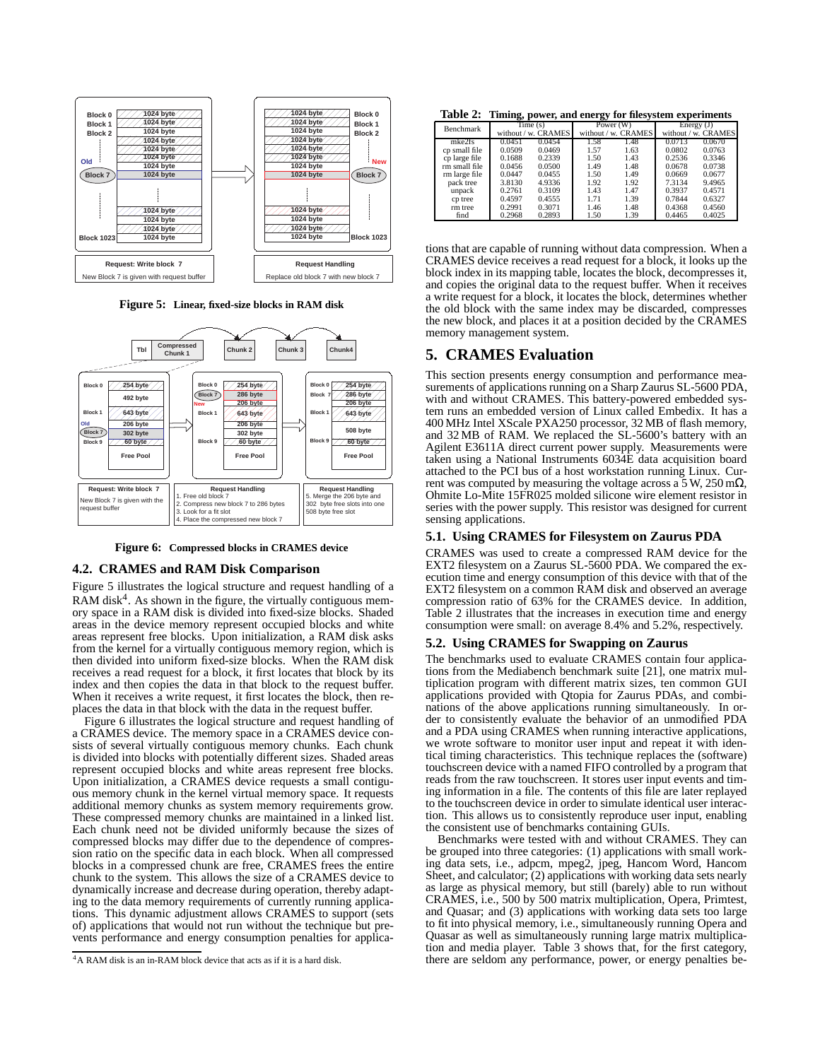Figure 5: **Linear, fixed-size blocks in RAM disk**

Figure 6: **Compressed blocks in CRAMES device**

### 4.2. CRAMES and RAM Disk Comparison

Figure 5 illustrates the logical structure and request handling of a RAM disk[4]. As shown in the figure, the virtually contiguous memory space in a RAM disk is divided into fixed-size blocks. Shaded areas in the device memory represent occupied blocks and white areas represent free blocks. Upon initialization, a RAM disk asks from the kernel for a virtually contiguous memory region, which is then divided into uniform fixed-size blocks. When the RAM disk receives a read request for a block, it first locates that block by its index and then copies the data in that block to the request buffer. When it receives a write request, it first locates the block, then replaces the data in that block with the data in the request buffer.

Figure 6 illustrates the logical structure and request handling of a CRAMES device. The memory space in a CRAMES device consists of several virtually contiguous memory chunks. Each chunk is divided into blocks with potentially different sizes. Shaded areas represent occupied blocks and white areas represent free blocks. Upon initialization, a CRAMES device requests a small contiguous memory chunk in the kernel virtual memory space. It requests additional memory chunks as system memory requirements grow. These compressed memory chunks are maintained in a linked list. Each chunk need not be divided uniformly because the sizes of compressed blocks may differ due to the dependence of compression ratio on the specific data in each block. When all compressed blocks in a compressed chunk are free, CRAMES frees the entire chunk to the system. This allows the size of a CRAMES device to dynamically increase and decrease during operation, thereby adapting to the data memory requirements of currently running applications. This dynamic adjustment allows CRAMES to support (sets of) applications that would not run without the technique but prevents performance and energy consumption penalties for applications that are capable of running without data compression. When a CRAMES device receives a read request for a block, it looks up the block index in its mapping table, locates the block, decompresses it, and copies the original data to the request buffer. When it receives a write request for a block, it locates the block, determines whether the old block with the same index may be discarded, compresses the new block, and places it at a position decided by the CRAMES memory management system.

[4]A RAM disk is an in-RAM block device that acts as if it is a hard disk.

**Table 2: Timing, power, and energy for filesystem experiments**

| Benchmark | Time (s) | | Power (W) | | Energy (J) | |
|---|---|---|---|---|---|---|
| | without | w. CRAMES | without | w. CRAMES | without | w. CRAMES |
| mke2fs | 0.0451 | 0.0454 | 1.58 | 1.48 | 0.0713 | 0.0670 |
| cp small file | 0.0509 | 0.0469 | 1.57 | 1.63 | 0.0802 | 0.0763 |
| cp large file | 0.1688 | 0.2339 | 1.50 | 1.43 | 0.2536 | 0.3346 |
| rm small file | 0.0456 | 0.0500 | 1.49 | 1.48 | 0.0678 | 0.0738 |
| rm large file | 0.0447 | 0.0455 | 1.50 | 1.49 | 0.0669 | 0.0677 |
| pack tree | 3.8130 | 4.9336 | 1.92 | 1.92 | 7.3134 | 9.4965 |
| unpack | 0.2761 | 0.3109 | 1.43 | 1.47 | 0.3937 | 0.4571 |
| cp tree | 0.4597 | 0.4555 | 1.71 | 1.39 | 0.7844 | 0.6327 |
| rm tree | 0.2991 | 0.3071 | 1.46 | 1.48 | 0.4368 | 0.4560 |
| find | 0.2968 | 0.2893 | 1.50 | 1.39 | 0.4465 | 0.4025 |

## 5. CRAMES Evaluation

This section presents energy consumption and performance measurements of applications running on a Sharp Zaurus SL-5600 PDA, with and without CRAMES. This battery-powered embedded system runs an embedded version of Linux called Embedix. It has a 400 MHz Intel XScale PXA250 processor, 32 MB of flash memory, and 32 MB of RAM. We replaced the SL-5600's battery with an Agilent E3611A direct current power supply. Measurements were taken using a National Instruments 6034E data acquisition board attached to the PCI bus of a host workstation running Linux. Current was computed by measuring the voltage across a 5 W, 250 m$\Omega$, Ohmite Lo-Mite 15FR025 molded silicone wire element resistor in series with the power supply. This resistor was designed for current sensing applications.

### 5.1. Using CRAMES for Filesystem on Zaurus PDA

CRAMES was used to create a compressed RAM device for the EXT2 filesystem on a Zaurus SL-5600 PDA. We compared the execution time and energy consumption of this device with that of the EXT2 filesystem on a common RAM disk and observed an average compression ratio of 63% for the CRAMES device. In addition, Table 2 illustrates that the increases in execution time and energy consumption were small: on average 8.4% and 5.2%, respectively.

### 5.2. Using CRAMES for Swapping on Zaurus

The benchmarks used to evaluate CRAMES contain four applications from the Mediabench benchmark suite [21], one matrix multiplication program with different matrix sizes, ten common GUI applications provided with Qtopia for Zaurus PDAs, and combinations of the above applications running simultaneously. In order to consistently evaluate the behavior of an unmodified PDA and a PDA using CRAMES when running interactive applications, we wrote software to monitor user input and repeat it with identical timing characteristics. This technique replaces the (software) touchscreen device with a named FIFO controlled by a program that reads from the raw touchscreen. It stores user input events and timing information in a file. The contents of this file are later replayed to the touchscreen device in order to simulate identical user interaction. This allows us to consistently reproduce user input, enabling the consistent use of benchmarks containing GUIs.

Benchmarks were tested with and without CRAMES. They can be grouped into three categories: (1) applications with small working data sets, i.e., adpcm, mpeg2, jpeg, Hancom Word, Hancom Sheet, and calculator; (2) applications with working data sets nearly as large as physical memory, but still (barely) able to run without CRAMES, i.e., 500 by 500 matrix multiplication, Opera, Primtest, and Quasar; and (3) applications with working data sets too large to fit into physical memory, i.e., simultaneously running Opera and Quasar as well as simultaneously running large matrix multiplication and media player. Table 3 shows that, for the first category, there are seldom any performance, power, or energy penalties be-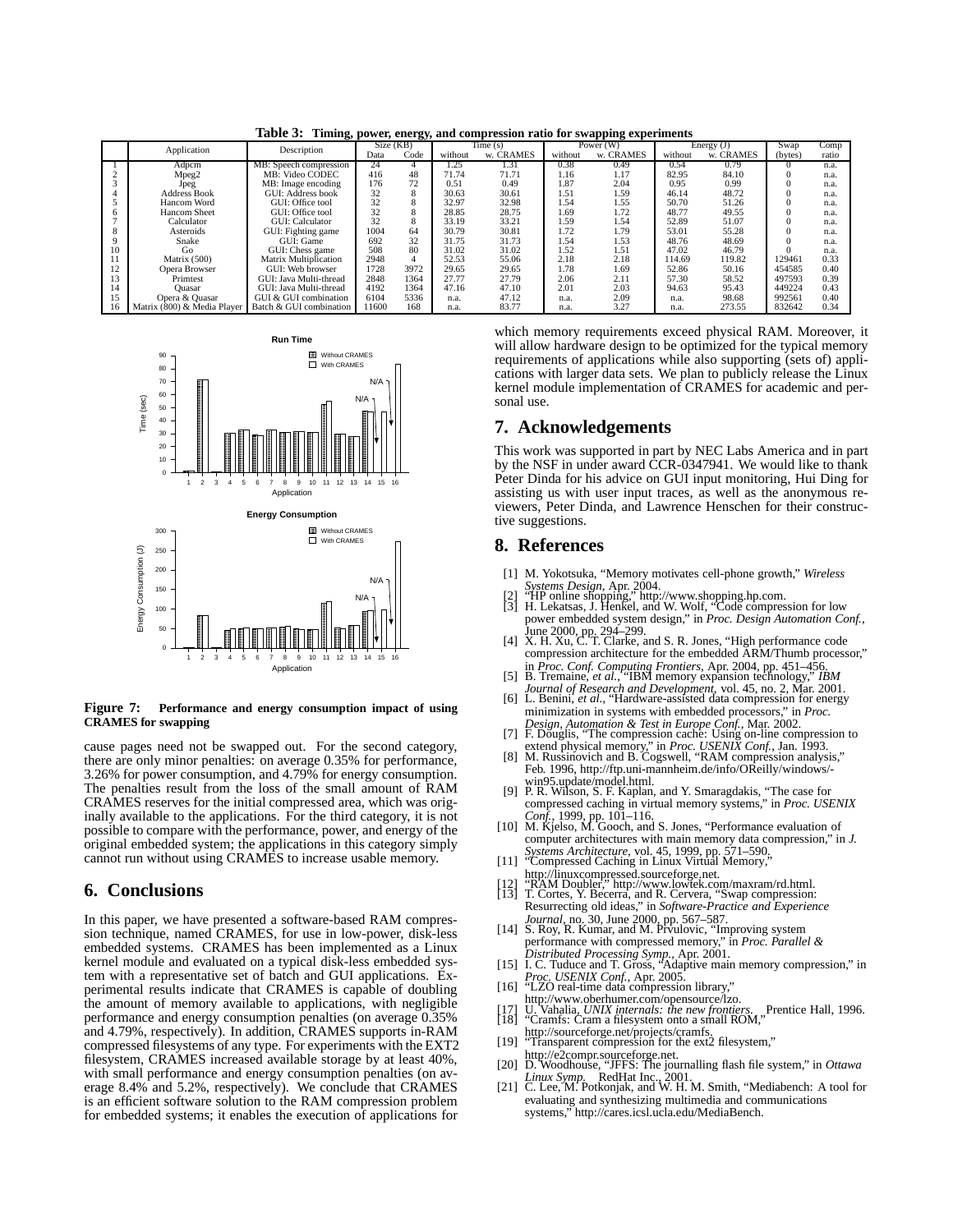**Table 3: Timing, power, energy, and compression ratio for swapping experiments**

| | Application | Description | Size (KB) | | Time (s) | | Power (W) | | Energy (J) | | Swap | Comp |
|---|---|---|---|---|---|---|---|---|---|---|---|---|
| | | | Data | Code | without | w. CRAMES | without | w. CRAMES | without | w. CRAMES | (bytes) | ratio |
| 1 | Adpcm | MB: Speech compression | 24 | 4 | 1.25 | 1.31 | 0.38 | 0.49 | 0.54 | 0.79 | 0 | n.a. |
| 2 | Mpeg2 | MB: Video CODEC | 416 | 48 | 71.74 | 71.71 | 1.16 | 1.17 | 82.95 | 84.10 | 0 | n.a. |
| 3 | Jpeg | MB: Image encoding | 176 | 72 | 0.51 | 0.49 | 1.87 | 2.04 | 0.95 | 0.99 | 0 | n.a. |
| 4 | Address Book | GUI: Address book | 32 | 8 | 30.63 | 30.61 | 1.51 | 1.59 | 46.14 | 48.72 | 0 | n.a. |
| 5 | Hancom Word | GUI: Office tool | 32 | 8 | 32.97 | 32.98 | 1.54 | 1.55 | 50.70 | 51.26 | 0 | n.a. |
| 6 | Hancom Sheet | GUI: Office tool | 32 | 8 | 28.85 | 28.75 | 1.69 | 1.72 | 48.77 | 49.55 | 0 | n.a. |
| 7 | Calculator | GUI: Calculator | 32 | 8 | 33.19 | 33.21 | 1.59 | 1.54 | 52.89 | 51.07 | 0 | n.a. |
| 8 | Asteroids | GUI: Fighting game | 1004 | 64 | 30.79 | 30.81 | 1.72 | 1.79 | 53.01 | 55.28 | 0 | n.a. |
| 9 | Snake | GUI: Game | 692 | 32 | 31.75 | 31.73 | 1.54 | 1.53 | 48.76 | 48.69 | 0 | n.a. |
| 10 | Go | GUI: Chess game | 508 | 80 | 31.02 | 31.02 | 1.52 | 1.51 | 47.02 | 46.79 | 0 | n.a. |
| 11 | Matrix (500) | Matrix Multiplication | 2948 | 4 | 52.53 | 55.06 | 2.18 | 2.18 | 114.69 | 119.82 | 129461 | 0.33 |
| 12 | Opera Browser | GUI: Web browser | 1728 | 3972 | 29.65 | 29.65 | 1.78 | 1.69 | 52.86 | 50.16 | 454585 | 0.40 |
| 13 | Primtest | GUI: Java Multi-thread | 2848 | 1364 | 27.77 | 27.79 | 2.06 | 2.11 | 57.30 | 58.52 | 497593 | 0.39 |
| 14 | Quasar | GUI: Java Multi-thread | 4192 | 1364 | 47.16 | 47.10 | 2.01 | 2.03 | 94.63 | 95.43 | 449224 | 0.43 |
| 15 | Opera & Quasar | GUI & GUI combination | 6104 | 5336 | n.a. | 47.12 | n.a. | 2.09 | n.a. | 98.68 | 992561 | 0.40 |
| 16 | Matrix (800) & Media Player | Batch & GUI combination | 11600 | 168 | n.a. | 83.77 | n.a. | 3.27 | n.a. | 273.55 | 832642 | 0.34 |

Run Time

Without CRAMES
With CRAMES

Time (sec)

0 10 20 30 40 50 60 70 80 90

N/A
N/A

1 2 3 4 5 6 7 8 9 10 11 12 13 14 15 16

Application

Energy Consumption

Without CRAMES
With CRAMES

Energy Consumption (J)

0 50 100 150 200 250 300

N/A
N/A

1 2 3 4 5 6 7 8 9 10 11 12 13 14 15 16

Application

**Figure 7: Performance and energy consumption impact of using CRAMES for swapping**

cause pages need not be swapped out. For the second category, there are only minor penalties: on average 0.35% for performance, 3.26% for power consumption, and 4.79% for energy consumption. The penalties result from the loss of the small amount of RAM CRAMES reserves for the initial compressed area, which was originally available to the applications. For the third category, it is not possible to compare with the performance, power, and energy of the original embedded system; the applications in this category simply cannot run without using CRAMES to increase usable memory.

## 6. Conclusions

In this paper, we have presented a software-based RAM compression technique, named CRAMES, for use in low-power, disk-less embedded systems. CRAMES has been implemented as a Linux kernel module and evaluated on a typical disk-less embedded system with a representative set of batch and GUI applications. Experimental results indicate that CRAMES is capable of doubling the amount of memory available to applications, with negligible performance and energy consumption penalties (on average 0.35% and 4.79%, respectively). In addition, CRAMES supports in-RAM compressed filesystems of any type. For experiments with the EXT2 filesystem, CRAMES increased available storage by at least 40%, with small performance and energy consumption penalties (on average 8.4% and 5.2%, respectively). We conclude that CRAMES is an efficient software solution to the RAM compression problem for embedded systems; it enables the execution of applications for which memory requirements exceed physical RAM. Moreover, it will allow hardware design to be optimized for the typical memory requirements of applications while also supporting (sets of) applications with larger data sets. We plan to publicly release the Linux kernel module implementation of CRAMES for academic and personal use.

## 7. Acknowledgements

This work was supported in part by NEC Labs America and in part by the NSF in under award CCR-0347941. We would like to thank Peter Dinda for his advice on GUI input monitoring, Hui Ding for assisting us with user input traces, as well as the anonymous reviewers, Peter Dinda, and Lawrence Henschen for their constructive suggestions.

## 8. References

[1] M. Yokotsuka, "Memory motivates cell-phone growth," *Wireless Systems Design*, Apr. 2004.

[2] "HP online shopping," http://www.shopping.hp.com.

[3] H. Lekatsas, J. Henkel, and W. Wolf, "Code compression for low power embedded system design," in *Proc. Design Automation Conf.*, June 2000, pp. 294–299.

[4] X. H. Xu, C. T. Clarke, and S. R. Jones, "High performance code compression architecture for the embedded ARM/Thumb processor," in *Proc. Conf. Computing Frontiers*, Apr. 2004, pp. 451–456.

[5] B. Tremaine, *et al.*, "IBM memory expansion technology," *IBM Journal of Research and Development*, vol. 45, no. 2, Mar. 2001.

[6] L. Benini, *et al.*, "Hardware-assisted data compression for energy minimization in systems with embedded processors," in *Proc. Design, Automation & Test in Europe Conf.*, Mar. 2002.

[7] F. Douglis, "The compression cache: Using on-line compression to extend physical memory," in *Proc. USENIX Conf.*, Jan. 1993.

[8] M. Russinovich and B. Cogswell, "RAM compression analysis," Feb. 1996, http://ftp.uni-mannheim.de/info/OReilly/windows/-win95.update/model.html.

[9] P. R. Wilson, S. F. Kaplan, and Y. Smaragdakis, "The case for compressed caching in virtual memory systems," in *Proc. USENIX Conf.*, 1999, pp. 101–116.

[10] M. Kjelso, M. Gooch, and S. Jones, "Performance evaluation of computer architectures with main memory data compression," in *J. Systems Architecture*, vol. 45, 1999, pp. 571–590.

[11] "Compressed Caching in Linux Virtual Memory," http://linuxcompressed.sourceforge.net.

[12] "RAM Doubler," http://www.lowtek.com/maxram/rd.html.

[13] T. Cortes, Y. Becerra, and R. Cervera, "Swap compression: Resurrecting old ideas," in *Software-Practice and Experience Journal*, no. 30, June 2000, pp. 567–587.

[14] S. Roy, R. Kumar, and M. Prvulovic, "Improving system performance with compressed memory," in *Proc. Parallel & Distributed Processing Symp.*, Apr. 2001.

[15] I. C. Tuduce and T. Gross, "Adaptive main memory compression," in *Proc. USENIX Conf.*, Apr. 2005.

[16] "LZO real-time data compression library," http://www.oberhumer.com/opensource/lzo.

[17] U. Vahalia, *UNIX internals: the new frontiers.* Prentice Hall, 1996.

[18] "Cramfs: Cram a filesystem onto a small ROM," http://sourceforge.net/projects/cramfs.

[19] "Transparent compression for the ext2 filesystem," http://e2compr.sourceforge.net.

[20] D. Woodhouse, "JFFS: The journalling flash file system," in *Ottawa Linux Symp.* RedHat Inc., 2001.

[21] C. Lee, M. Potkonjak, and W. H. M. Smith, "Mediabench: A tool for evaluating and synthesizing multimedia and communications systems," http://cares.icsl.ucla.edu/MediaBench.